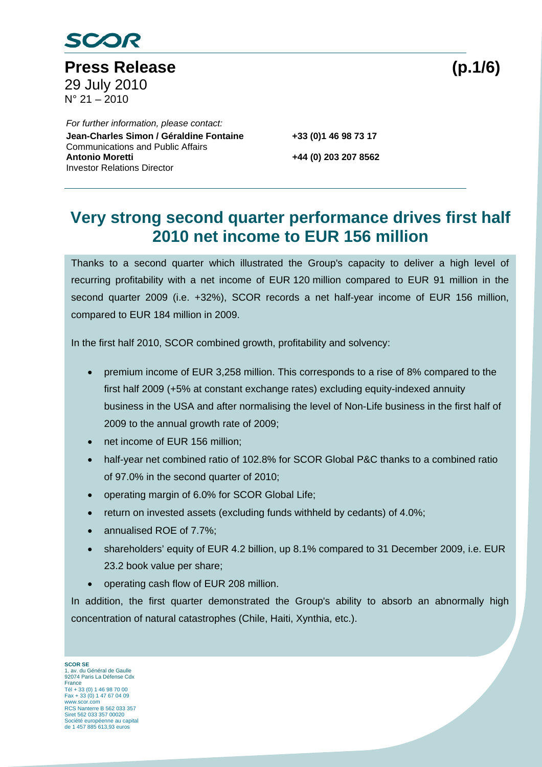SCOR

# Press Release

29 July 2010
N° 21 – 2010

*For further information, please contact:*

**Jean-Charles Simon / Géraldine Fontaine** **+33 (0)1 46 98 73 17**
Communications and Public Affairs
**Antonio Moretti** **+44 (0) 203 207 8562**
Investor Relations Director

## Very strong second quarter performance drives first half 2010 net income to EUR 156 million

Thanks to a second quarter which illustrated the Group's capacity to deliver a high level of recurring profitability with a net income of EUR 120 million compared to EUR 91 million in the second quarter 2009 (i.e. +32%), SCOR records a net half-year income of EUR 156 million, compared to EUR 184 million in 2009.

In the first half 2010, SCOR combined growth, profitability and solvency:

- premium income of EUR 3,258 million. This corresponds to a rise of 8% compared to the first half 2009 (+5% at constant exchange rates) excluding equity-indexed annuity business in the USA and after normalising the level of Non-Life business in the first half of 2009 to the annual growth rate of 2009;
- net income of EUR 156 million;
- half-year net combined ratio of 102.8% for SCOR Global P&C thanks to a combined ratio of 97.0% in the second quarter of 2010;
- operating margin of 6.0% for SCOR Global Life;
- return on invested assets (excluding funds withheld by cedants) of 4.0%;
- annualised ROE of 7.7%;
- shareholders' equity of EUR 4.2 billion, up 8.1% compared to 31 December 2009, i.e. EUR 23.2 book value per share;
- operating cash flow of EUR 208 million.

In addition, the first quarter demonstrated the Group's ability to absorb an abnormally high concentration of natural catastrophes (Chile, Haiti, Xynthia, etc.).

**SCOR SE**
1, av. du Général de Gaulle
92074 Paris La Défense Cdx
France
Tél + 33 (0) 1 46 98 70 00
Fax + 33 (0) 1 47 67 04 09
www.scor.com
RCS Nanterre B 562 033 357
Siret 562 033 357 00020
Société européenne au capital de 1 457 885 613,93 euros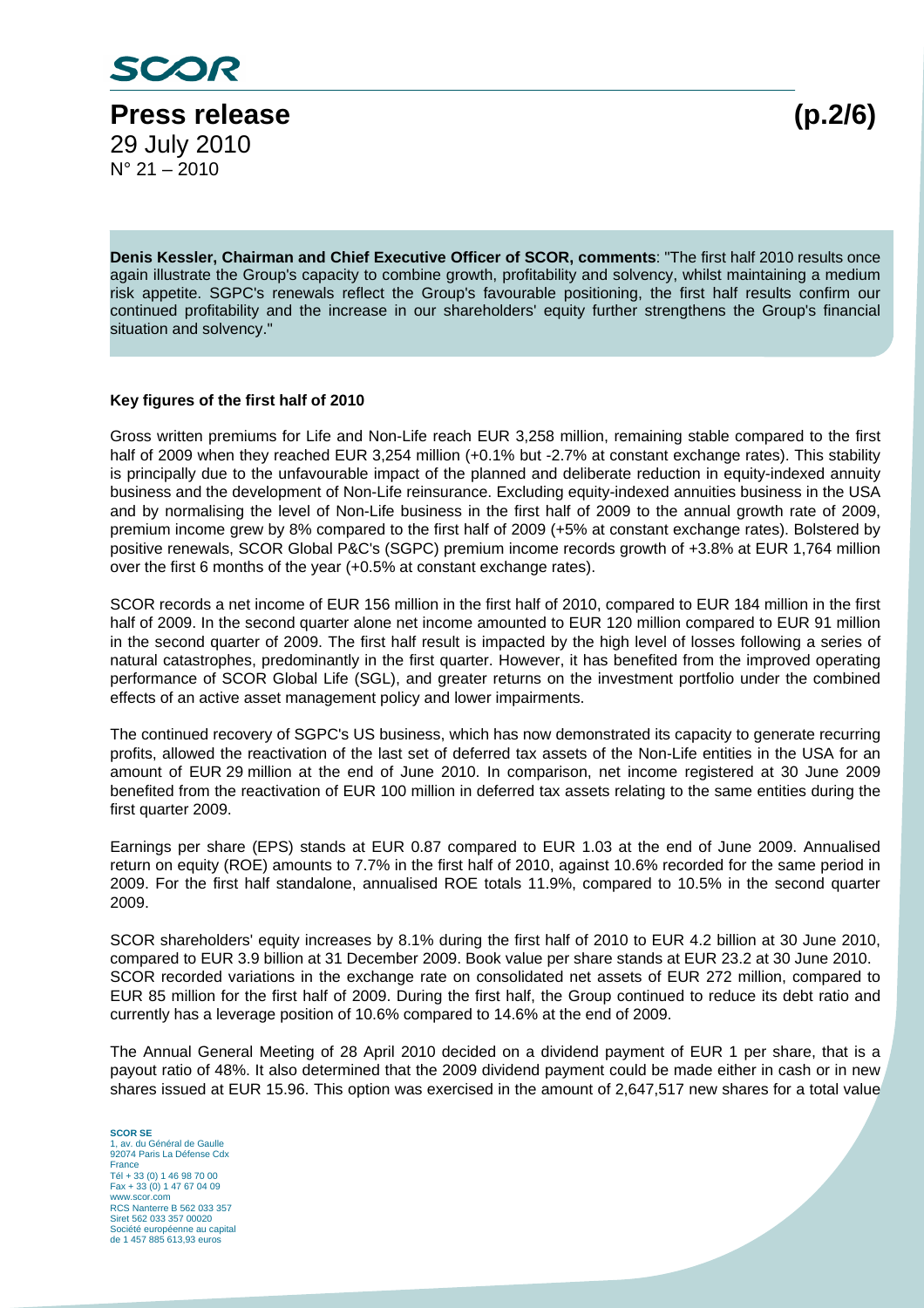**Denis Kessler, Chairman and Chief Executive Officer of SCOR, comments**: "The first half 2010 results once again illustrate the Group's capacity to combine growth, profitability and solvency, whilst maintaining a medium risk appetite. SGPC's renewals reflect the Group's favourable positioning, the first half results confirm our continued profitability and the increase in our shareholders' equity further strengthens the Group's financial situation and solvency."

**Key figures of the first half of 2010**

Gross written premiums for Life and Non-Life reach EUR 3,258 million, remaining stable compared to the first half of 2009 when they reached EUR 3,254 million (+0.1% but -2.7% at constant exchange rates). This stability is principally due to the unfavourable impact of the planned and deliberate reduction in equity-indexed annuity business and the development of Non-Life reinsurance. Excluding equity-indexed annuities business in the USA and by normalising the level of Non-Life business in the first half of 2009 to the annual growth rate of 2009, premium income grew by 8% compared to the first half of 2009 (+5% at constant exchange rates). Bolstered by positive renewals, SCOR Global P&C's (SGPC) premium income records growth of +3.8% at EUR 1,764 million over the first 6 months of the year (+0.5% at constant exchange rates).

SCOR records a net income of EUR 156 million in the first half of 2010, compared to EUR 184 million in the first half of 2009. In the second quarter alone net income amounted to EUR 120 million compared to EUR 91 million in the second quarter of 2009. The first half result is impacted by the high level of losses following a series of natural catastrophes, predominantly in the first quarter. However, it has benefited from the improved operating performance of SCOR Global Life (SGL), and greater returns on the investment portfolio under the combined effects of an active asset management policy and lower impairments.

The continued recovery of SGPC's US business, which has now demonstrated its capacity to generate recurring profits, allowed the reactivation of the last set of deferred tax assets of the Non-Life entities in the USA for an amount of EUR 29 million at the end of June 2010. In comparison, net income registered at 30 June 2009 benefited from the reactivation of EUR 100 million in deferred tax assets relating to the same entities during the first quarter 2009.

Earnings per share (EPS) stands at EUR 0.87 compared to EUR 1.03 at the end of June 2009. Annualised return on equity (ROE) amounts to 7.7% in the first half of 2010, against 10.6% recorded for the same period in 2009. For the first half standalone, annualised ROE totals 11.9%, compared to 10.5% in the second quarter 2009.

SCOR shareholders' equity increases by 8.1% during the first half of 2010 to EUR 4.2 billion at 30 June 2010, compared to EUR 3.9 billion at 31 December 2009. Book value per share stands at EUR 23.2 at 30 June 2010. SCOR recorded variations in the exchange rate on consolidated net assets of EUR 272 million, compared to EUR 85 million for the first half of 2009. During the first half, the Group continued to reduce its debt ratio and currently has a leverage position of 10.6% compared to 14.6% at the end of 2009.

The Annual General Meeting of 28 April 2010 decided on a dividend payment of EUR 1 per share, that is a payout ratio of 48%. It also determined that the 2009 dividend payment could be made either in cash or in new shares issued at EUR 15.96. This option was exercised in the amount of 2,647,517 new shares for a total value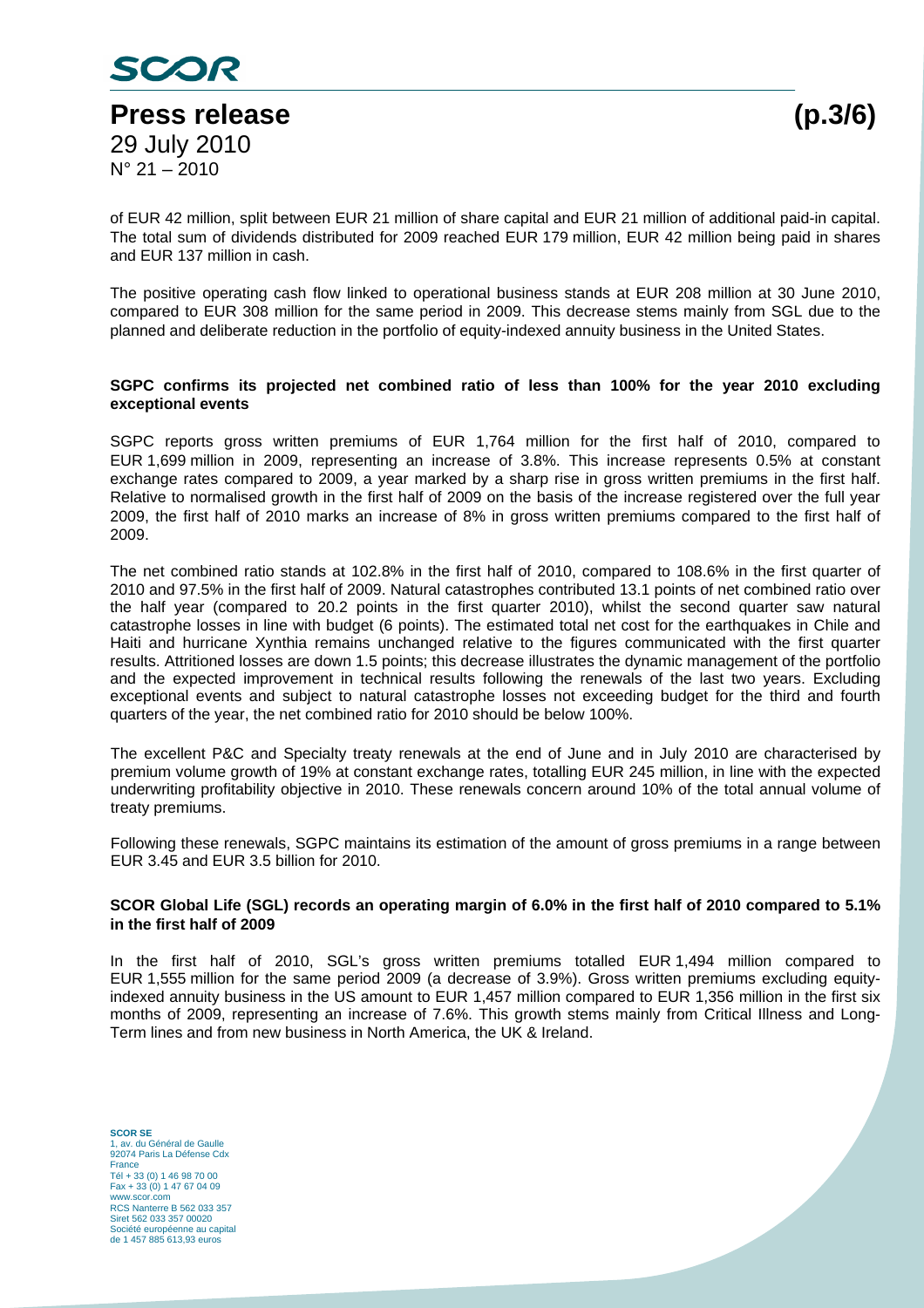of EUR 42 million, split between EUR 21 million of share capital and EUR 21 million of additional paid-in capital. The total sum of dividends distributed for 2009 reached EUR 179 million, EUR 42 million being paid in shares and EUR 137 million in cash.

The positive operating cash flow linked to operational business stands at EUR 208 million at 30 June 2010, compared to EUR 308 million for the same period in 2009. This decrease stems mainly from SGL due to the planned and deliberate reduction in the portfolio of equity-indexed annuity business in the United States.

**SGPC confirms its projected net combined ratio of less than 100% for the year 2010 excluding exceptional events**

SGPC reports gross written premiums of EUR 1,764 million for the first half of 2010, compared to EUR 1,699 million in 2009, representing an increase of 3.8%. This increase represents 0.5% at constant exchange rates compared to 2009, a year marked by a sharp rise in gross written premiums in the first half. Relative to normalised growth in the first half of 2009 on the basis of the increase registered over the full year 2009, the first half of 2010 marks an increase of 8% in gross written premiums compared to the first half of 2009.

The net combined ratio stands at 102.8% in the first half of 2010, compared to 108.6% in the first quarter of 2010 and 97.5% in the first half of 2009. Natural catastrophes contributed 13.1 points of net combined ratio over the half year (compared to 20.2 points in the first quarter 2010), whilst the second quarter saw natural catastrophe losses in line with budget (6 points). The estimated total net cost for the earthquakes in Chile and Haiti and hurricane Xynthia remains unchanged relative to the figures communicated with the first quarter results. Attritioned losses are down 1.5 points; this decrease illustrates the dynamic management of the portfolio and the expected improvement in technical results following the renewals of the last two years. Excluding exceptional events and subject to natural catastrophe losses not exceeding budget for the third and fourth quarters of the year, the net combined ratio for 2010 should be below 100%.

The excellent P&C and Specialty treaty renewals at the end of June and in July 2010 are characterised by premium volume growth of 19% at constant exchange rates, totalling EUR 245 million, in line with the expected underwriting profitability objective in 2010. These renewals concern around 10% of the total annual volume of treaty premiums.

Following these renewals, SGPC maintains its estimation of the amount of gross premiums in a range between EUR 3.45 and EUR 3.5 billion for 2010.

**SCOR Global Life (SGL) records an operating margin of 6.0% in the first half of 2010 compared to 5.1% in the first half of 2009**

In the first half of 2010, SGL's gross written premiums totalled EUR 1,494 million compared to EUR 1,555 million for the same period 2009 (a decrease of 3.9%). Gross written premiums excluding equity-indexed annuity business in the US amount to EUR 1,457 million compared to EUR 1,356 million in the first six months of 2009, representing an increase of 7.6%. This growth stems mainly from Critical Illness and Long-Term lines and from new business in North America, the UK & Ireland.

**SCOR SE**
1, av. du Général de Gaulle
92074 Paris La Défense Cdx
France
Tél + 33 (0) 1 46 98 70 00
Fax + 33 (0) 1 47 67 04 09
www.scor.com
RCS Nanterre B 562 033 357
Siret 562 033 357 00020
Société européenne au capital de 1 457 885 613,93 euros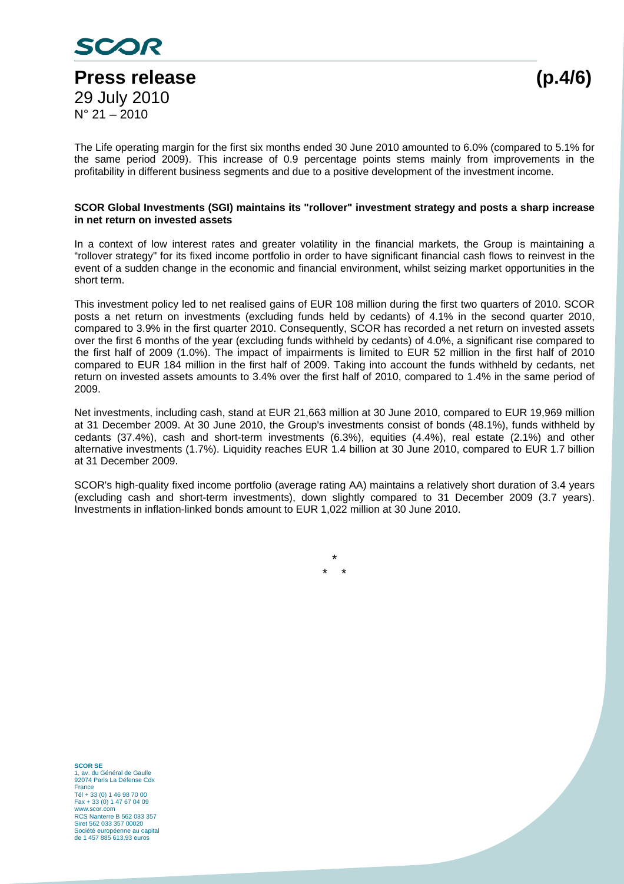The Life operating margin for the first six months ended 30 June 2010 amounted to 6.0% (compared to 5.1% for the same period 2009). This increase of 0.9 percentage points stems mainly from improvements in the profitability in different business segments and due to a positive development of the investment income.

**SCOR Global Investments (SGI) maintains its "rollover" investment strategy and posts a sharp increase in net return on invested assets**

In a context of low interest rates and greater volatility in the financial markets, the Group is maintaining a "rollover strategy" for its fixed income portfolio in order to have significant financial cash flows to reinvest in the event of a sudden change in the economic and financial environment, whilst seizing market opportunities in the short term.

This investment policy led to net realised gains of EUR 108 million during the first two quarters of 2010. SCOR posts a net return on investments (excluding funds held by cedants) of 4.1% in the second quarter 2010, compared to 3.9% in the first quarter 2010. Consequently, SCOR has recorded a net return on invested assets over the first 6 months of the year (excluding funds withheld by cedants) of 4.0%, a significant rise compared to the first half of 2009 (1.0%). The impact of impairments is limited to EUR 52 million in the first half of 2010 compared to EUR 184 million in the first half of 2009. Taking into account the funds withheld by cedants, net return on invested assets amounts to 3.4% over the first half of 2010, compared to 1.4% in the same period of 2009.

Net investments, including cash, stand at EUR 21,663 million at 30 June 2010, compared to EUR 19,969 million at 31 December 2009. At 30 June 2010, the Group's investments consist of bonds (48.1%), funds withheld by cedants (37.4%), cash and short-term investments (6.3%), equities (4.4%), real estate (2.1%) and other alternative investments (1.7%). Liquidity reaches EUR 1.4 billion at 30 June 2010, compared to EUR 1.7 billion at 31 December 2009.

SCOR's high-quality fixed income portfolio (average rating AA) maintains a relatively short duration of 3.4 years (excluding cash and short-term investments), down slightly compared to 31 December 2009 (3.7 years). Investments in inflation-linked bonds amount to EUR 1,022 million at 30 June 2010.

*
\* *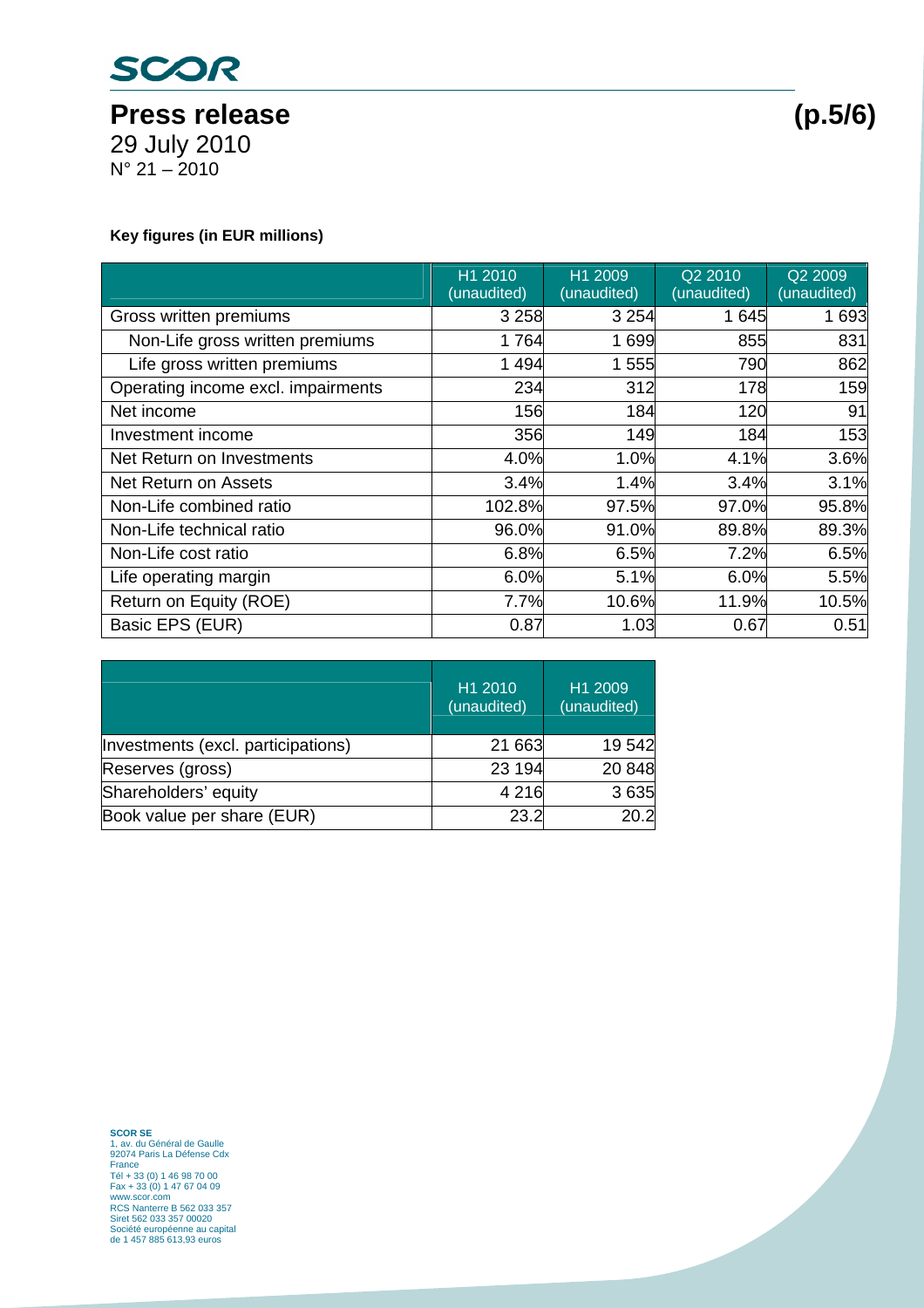**Key figures (in EUR millions)**

| | H1 2010 (unaudited) | H1 2009 (unaudited) | Q2 2010 (unaudited) | Q2 2009 (unaudited) |
|---|---|---|---|---|
| Gross written premiums | 3 258 | 3 254 | 1 645 | 1 693 |
| Non-Life gross written premiums | 1 764 | 1 699 | 855 | 831 |
| Life gross written premiums | 1 494 | 1 555 | 790 | 862 |
| Operating income excl. impairments | 234 | 312 | 178 | 159 |
| Net income | 156 | 184 | 120 | 91 |
| Investment income | 356 | 149 | 184 | 153 |
| Net Return on Investments | 4.0% | 1.0% | 4.1% | 3.6% |
| Net Return on Assets | 3.4% | 1.4% | 3.4% | 3.1% |
| Non-Life combined ratio | 102.8% | 97.5% | 97.0% | 95.8% |
| Non-Life technical ratio | 96.0% | 91.0% | 89.8% | 89.3% |
| Non-Life cost ratio | 6.8% | 6.5% | 7.2% | 6.5% |
| Life operating margin | 6.0% | 5.1% | 6.0% | 5.5% |
| Return on Equity (ROE) | 7.7% | 10.6% | 11.9% | 10.5% |
| Basic EPS (EUR) | 0.87 | 1.03 | 0.67 | 0.51 |

| | H1 2010 (unaudited) | H1 2009 (unaudited) |
|---|---|---|
| Investments (excl. participations) | 21 663 | 19 542 |
| Reserves (gross) | 23 194 | 20 848 |
| Shareholders' equity | 4 216 | 3 635 |
| Book value per share (EUR) | 23.2 | 20.2 |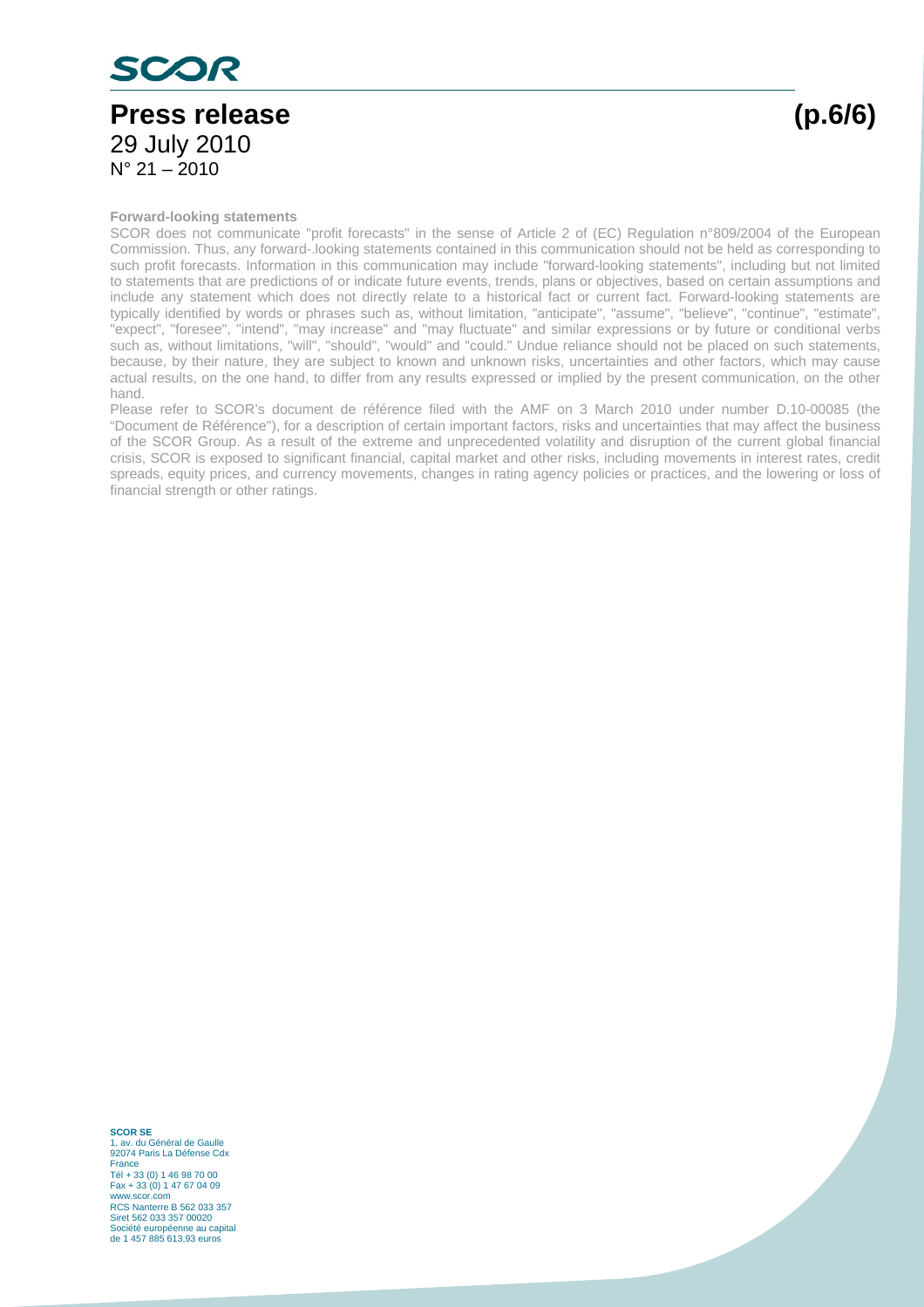**Forward-looking statements**

SCOR does not communicate "profit forecasts" in the sense of Article 2 of (EC) Regulation n°809/2004 of the European Commission. Thus, any forward-.looking statements contained in this communication should not be held as corresponding to such profit forecasts. Information in this communication may include "forward-looking statements", including but not limited to statements that are predictions of or indicate future events, trends, plans or objectives, based on certain assumptions and include any statement which does not directly relate to a historical fact or current fact. Forward-looking statements are typically identified by words or phrases such as, without limitation, "anticipate", "assume", "believe", "continue", "estimate", "expect", "foresee", "intend", "may increase" and "may fluctuate" and similar expressions or by future or conditional verbs such as, without limitations, "will", "should", "would" and "could." Undue reliance should not be placed on such statements, because, by their nature, they are subject to known and unknown risks, uncertainties and other factors, which may cause actual results, on the one hand, to differ from any results expressed or implied by the present communication, on the other hand.

Please refer to SCOR's document de référence filed with the AMF on 3 March 2010 under number D.10-00085 (the "Document de Référence"), for a description of certain important factors, risks and uncertainties that may affect the business of the SCOR Group. As a result of the extreme and unprecedented volatility and disruption of the current global financial crisis, SCOR is exposed to significant financial, capital market and other risks, including movements in interest rates, credit spreads, equity prices, and currency movements, changes in rating agency policies or practices, and the lowering or loss of financial strength or other ratings.

**SCOR SE**
1, av. du Général de Gaulle
92074 Paris La Défense Cdx
France
Tél + 33 (0) 1 46 98 70 00
Fax + 33 (0) 1 47 67 04 09
www.scor.com
RCS Nanterre B 562 033 357
Siret 562 033 357 00020
Société européenne au capital
de 1 457 885 613,93 euros